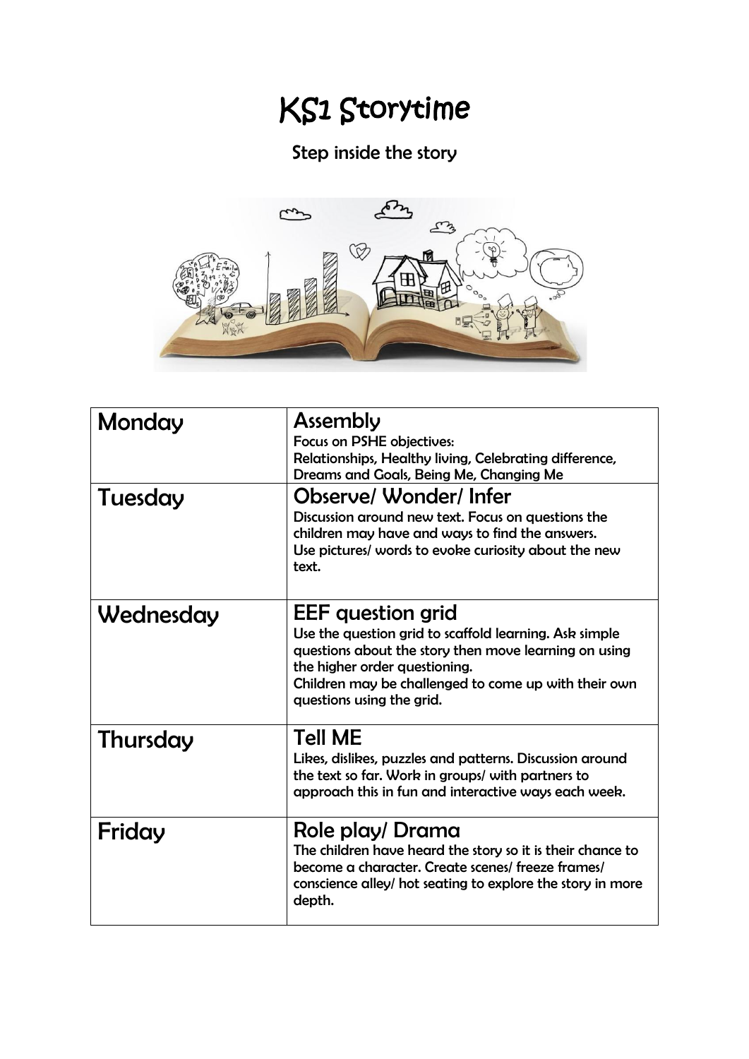# KS1 Storytime

## Step inside the story

| | |
|---|---|
| Monday | **Assembly**<br>Focus on PSHE objectives:<br>Relationships, Healthy living, Celebrating difference, Dreams and Goals, Being Me, Changing Me |
| Tuesday | **Observe/ Wonder/ Infer**<br>Discussion around new text. Focus on questions the children may have and ways to find the answers.<br>Use pictures/ words to evoke curiosity about the new text. |
| Wednesday | **EEF question grid**<br>Use the question grid to scaffold learning. Ask simple questions about the story then move learning on using the higher order questioning.<br>Children may be challenged to come up with their own questions using the grid. |
| Thursday | **Tell ME**<br>Likes, dislikes, puzzles and patterns. Discussion around the text so far. Work in groups/ with partners to approach this in fun and interactive ways each week. |
| Friday | **Role play/ Drama**<br>The children have heard the story so it is their chance to become a character. Create scenes/ freeze frames/ conscience alley/ hot seating to explore the story in more depth. |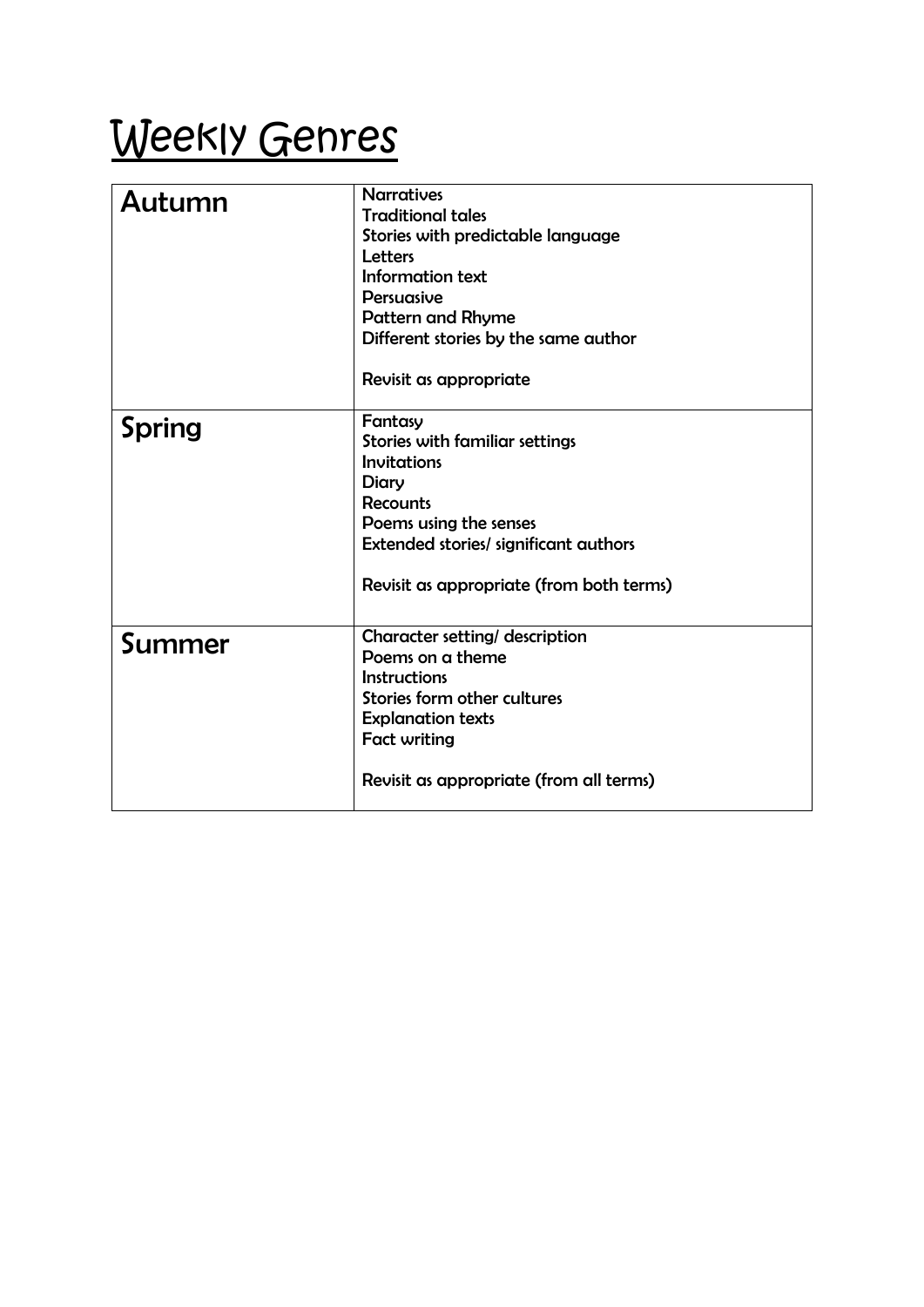# Weekly Genres

| | |
|---|---|
| **Autumn** | Narratives<br>Traditional tales<br>Stories with predictable language<br>Letters<br>Information text<br>Persuasive<br>Pattern and Rhyme<br>Different stories by the same author<br><br>Revisit as appropriate |
| **Spring** | Fantasy<br>Stories with familiar settings<br>Invitations<br>Diary<br>Recounts<br>Poems using the senses<br>Extended stories/ significant authors<br><br>Revisit as appropriate (from both terms) |
| **Summer** | Character setting/ description<br>Poems on a theme<br>Instructions<br>Stories form other cultures<br>Explanation texts<br>Fact writing<br><br>Revisit as appropriate (from all terms) |